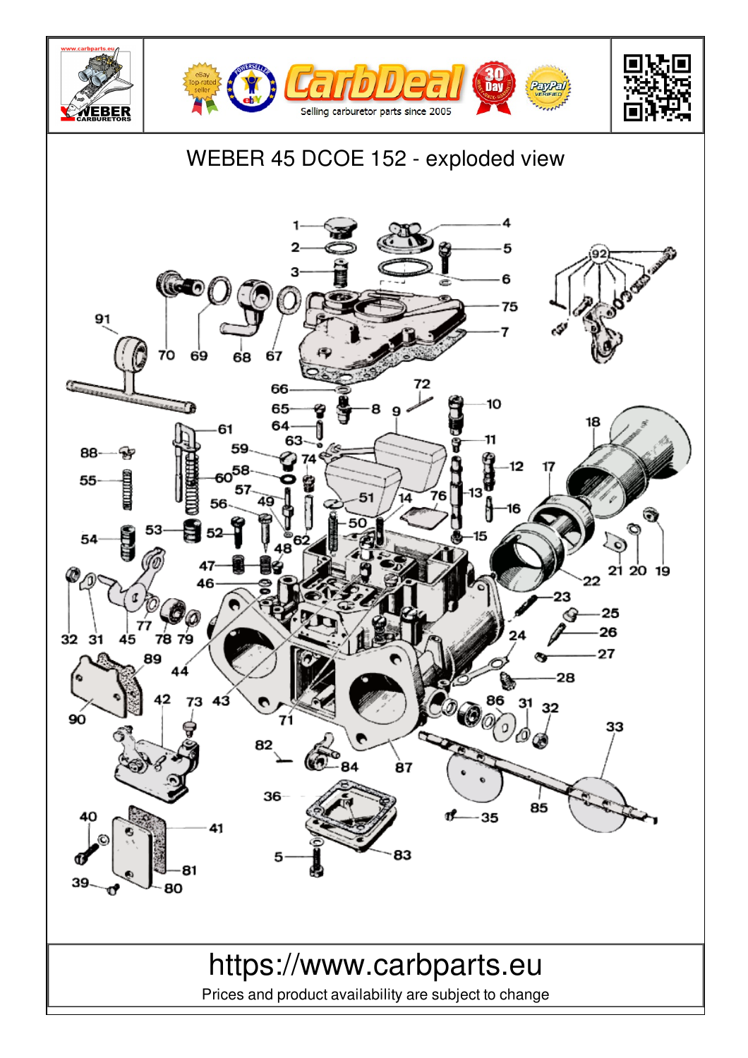# WEBER 45 DCOE 152 - exploded view

https://www.carbparts.eu

Prices and product availability are subject to change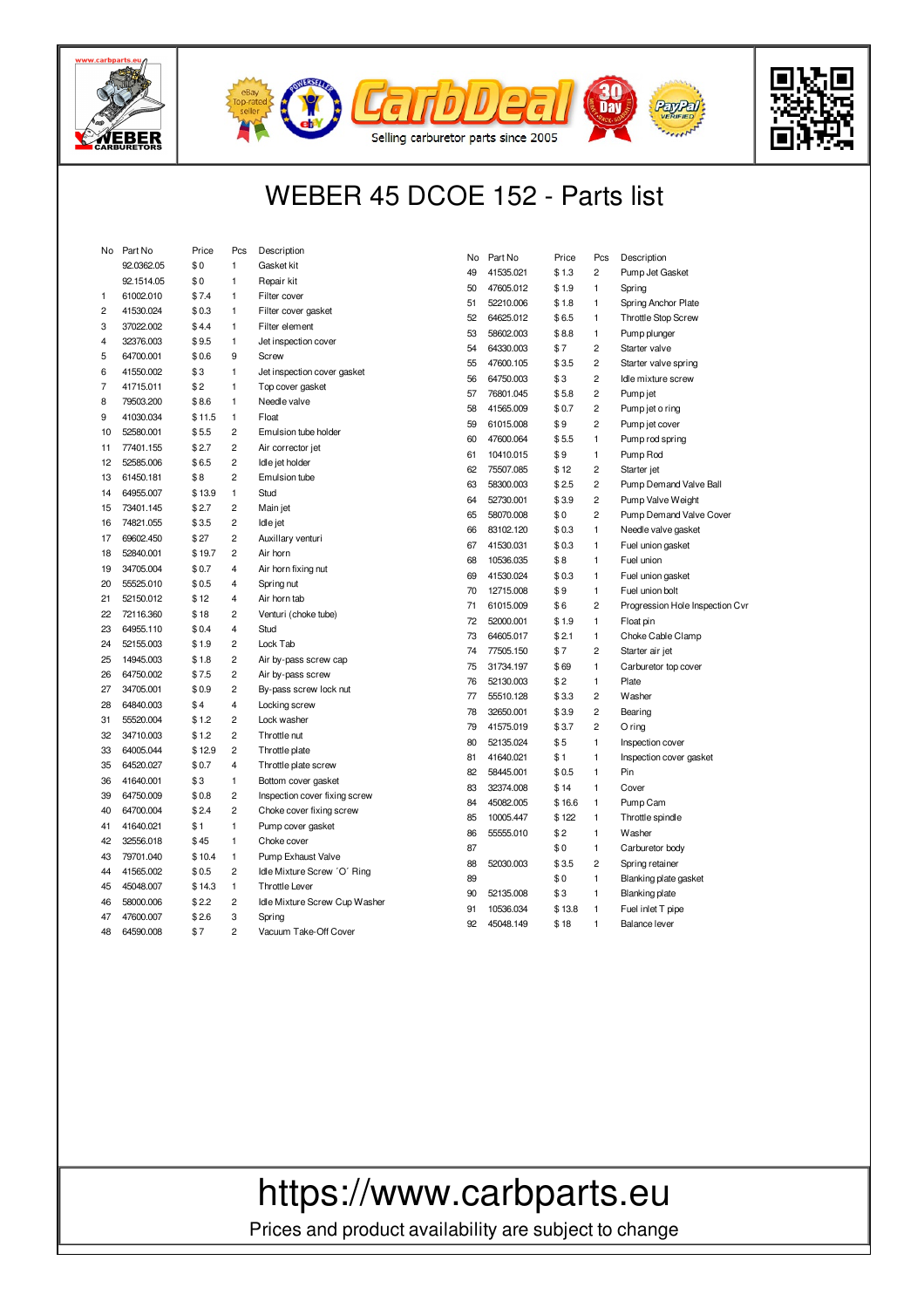# WEBER 45 DCOE 152 - Parts list

| No | Part No | Price | Pcs | Description |
|---|---|---|---|---|
| | 92.0362.05 | $ 0 | 1 | Gasket kit |
| | 92.1514.05 | $ 0 | 1 | Repair kit |
| 1 | 61002.010 | $ 7.4 | 1 | Filter cover |
| 2 | 41530.024 | $ 0.3 | 1 | Filter cover gasket |
| 3 | 37022.002 | $ 4.4 | 1 | Filter element |
| 4 | 32376.003 | $ 9.5 | 1 | Jet inspection cover |
| 5 | 64700.001 | $ 0.6 | 9 | Screw |
| 6 | 41550.002 | $ 3 | 1 | Jet inspection cover gasket |
| 7 | 41715.011 | $ 2 | 1 | Top cover gasket |
| 8 | 79503.200 | $ 8.6 | 1 | Needle valve |
| 9 | 41030.034 | $ 11.5 | 1 | Float |
| 10 | 52580.001 | $ 5.5 | 2 | Emulsion tube holder |
| 11 | 77401.155 | $ 2.7 | 2 | Air corrector jet |
| 12 | 52585.006 | $ 6.5 | 2 | Idle jet holder |
| 13 | 61450.181 | $ 8 | 2 | Emulsion tube |
| 14 | 64955.007 | $ 13.9 | 1 | Stud |
| 15 | 73401.145 | $ 2.7 | 2 | Main jet |
| 16 | 74821.055 | $ 3.5 | 2 | Idle jet |
| 17 | 69602.450 | $ 27 | 2 | Auxillary venturi |
| 18 | 52840.001 | $ 19.7 | 2 | Air horn |
| 19 | 34705.004 | $ 0.7 | 4 | Air horn fixing nut |
| 20 | 55525.010 | $ 0.5 | 4 | Spring nut |
| 21 | 52150.012 | $ 12 | 4 | Air horn tab |
| 22 | 72116.360 | $ 18 | 2 | Venturi (choke tube) |
| 23 | 64955.110 | $ 0.4 | 4 | Stud |
| 24 | 52155.003 | $ 1.9 | 2 | Lock Tab |
| 25 | 14945.003 | $ 1.8 | 2 | Air by-pass screw cap |
| 26 | 64750.002 | $ 7.5 | 2 | Air by-pass screw |
| 27 | 34705.001 | $ 0.9 | 2 | By-pass screw lock nut |
| 28 | 64840.003 | $ 4 | 4 | Locking screw |
| 31 | 55520.004 | $ 1.2 | 2 | Lock washer |
| 32 | 34710.003 | $ 1.2 | 2 | Throttle nut |
| 33 | 64005.044 | $ 12.9 | 2 | Throttle plate |
| 35 | 64520.027 | $ 0.7 | 4 | Throttle plate screw |
| 36 | 41640.001 | $ 3 | 1 | Bottom cover gasket |
| 39 | 64750.009 | $ 0.8 | 2 | Inspection cover fixing screw |
| 40 | 64700.004 | $ 2.4 | 2 | Choke cover fixing screw |
| 41 | 41640.021 | $ 1 | 1 | Pump cover gasket |
| 42 | 32556.018 | $ 45 | 1 | Choke cover |
| 43 | 79701.040 | $ 10.4 | 1 | Pump Exhaust Valve |
| 44 | 41565.002 | $ 0.5 | 2 | Idle Mixture Screw ´O´ Ring |
| 45 | 45048.007 | $ 14.3 | 1 | Throttle Lever |
| 46 | 58000.006 | $ 2.2 | 2 | Idle Mixture Screw Cup Washer |
| 47 | 47600.007 | $ 2.6 | 3 | Spring |
| 48 | 64590.008 | $ 7 | 2 | Vacuum Take-Off Cover |
| 49 | 41535.021 | $ 1.3 | 2 | Pump Jet Gasket |
| 50 | 47605.012 | $ 1.9 | 1 | Spring |
| 51 | 52210.006 | $ 1.8 | 1 | Spring Anchor Plate |
| 52 | 64625.012 | $ 6.5 | 1 | Throttle Stop Screw |
| 53 | 58602.003 | $ 8.8 | 1 | Pump plunger |
| 54 | 64330.003 | $ 7 | 2 | Starter valve |
| 55 | 47600.105 | $ 3.5 | 2 | Starter valve spring |
| 56 | 64750.003 | $ 3 | 2 | Idle mixture screw |
| 57 | 76801.045 | $ 5.8 | 2 | Pump jet |
| 58 | 41565.009 | $ 0.7 | 2 | Pump jet o ring |
| 59 | 61015.008 | $ 9 | 2 | Pump jet cover |
| 60 | 47600.064 | $ 5.5 | 1 | Pump rod spring |
| 61 | 10410.015 | $ 9 | 1 | Pump Rod |
| 62 | 75507.085 | $ 12 | 2 | Starter jet |
| 63 | 58300.003 | $ 2.5 | 2 | Pump Demand Valve Ball |
| 64 | 52730.001 | $ 3.9 | 2 | Pump Valve Weight |
| 65 | 58070.008 | $ 0 | 2 | Pump Demand Valve Cover |
| 66 | 83102.120 | $ 0.3 | 1 | Needle valve gasket |
| 67 | 41530.031 | $ 0.3 | 1 | Fuel union gasket |
| 68 | 10536.035 | $ 8 | 1 | Fuel union |
| 69 | 41530.024 | $ 0.3 | 1 | Fuel union gasket |
| 70 | 12715.008 | $ 9 | 1 | Fuel union bolt |
| 71 | 61015.009 | $ 6 | 2 | Progression Hole Inspection Cvr |
| 72 | 52000.001 | $ 1.9 | 1 | Float pin |
| 73 | 64605.017 | $ 2.1 | 1 | Choke Cable Clamp |
| 74 | 77505.150 | $ 7 | 2 | Starter air jet |
| 75 | 31734.197 | $ 69 | 1 | Carburetor top cover |
| 76 | 52130.003 | $ 2 | 1 | Plate |
| 77 | 55510.128 | $ 3.3 | 2 | Washer |
| 78 | 32650.001 | $ 3.9 | 2 | Bearing |
| 79 | 41575.019 | $ 3.7 | 2 | O ring |
| 80 | 52135.024 | $ 5 | 1 | Inspection cover |
| 81 | 41640.021 | $ 1 | 1 | Inspection cover gasket |
| 82 | 58445.001 | $ 0.5 | 1 | Pin |
| 83 | 32374.008 | $ 14 | 1 | Cover |
| 84 | 45082.005 | $ 16.6 | 1 | Pump Cam |
| 85 | 10005.447 | $ 122 | 1 | Throttle spindle |
| 86 | 55555.010 | $ 2 | 1 | Washer |
| 87 | | $ 0 | 1 | Carburetor body |
| 88 | 52030.003 | $ 3.5 | 2 | Spring retainer |
| 89 | | $ 0 | 1 | Blanking plate gasket |
| 90 | 52135.008 | $ 3 | 1 | Blanking plate |
| 91 | 10536.034 | $ 13.8 | 1 | Fuel inlet T pipe |
| 92 | 45048.149 | $ 18 | 1 | Balance lever |

https://www.carbparts.eu

Prices and product availability are subject to change